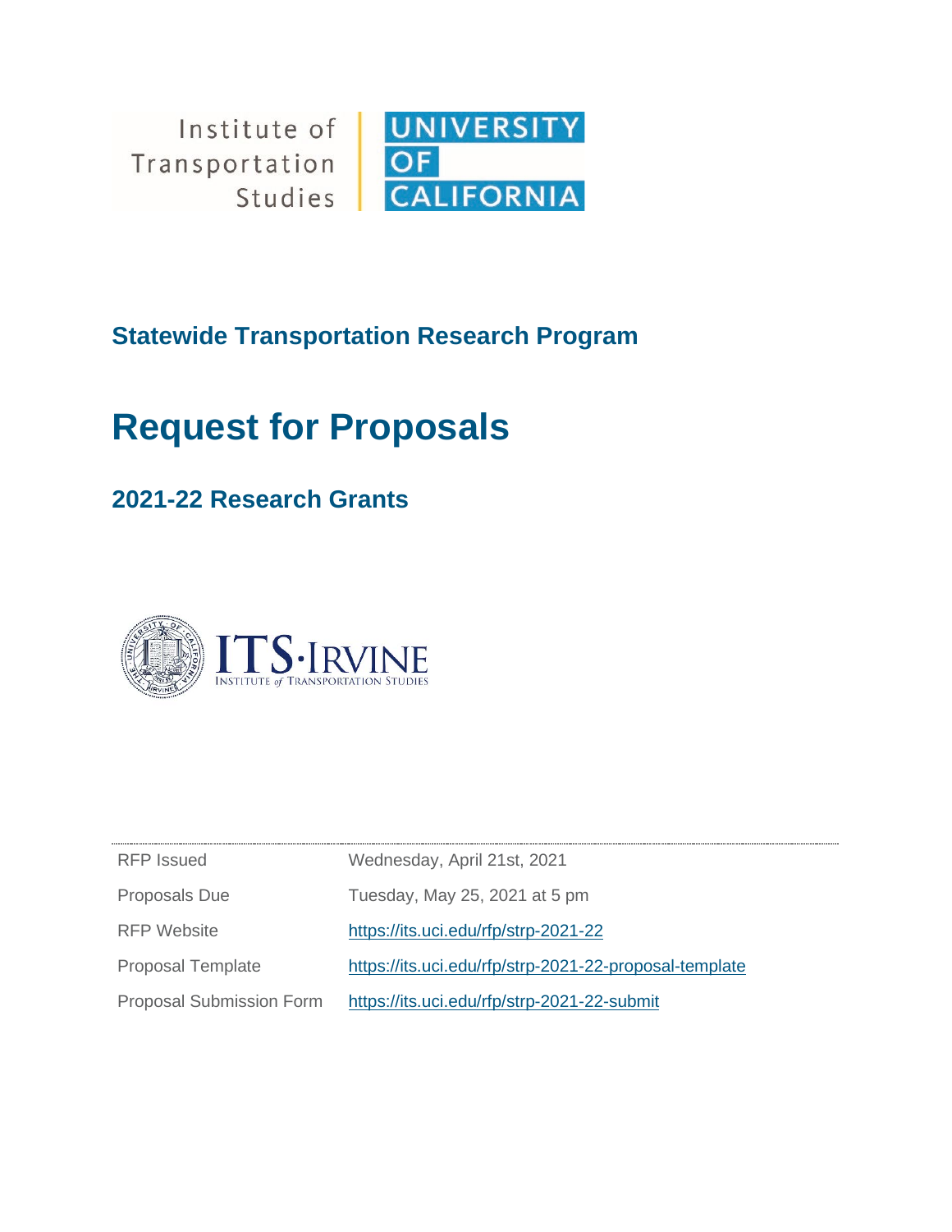Institute of Transportation Studies | UNIVERSITY OF CALIFORNIA

## Statewide Transportation Research Program

# Request for Proposals

## 2021-22 Research Grants

ITS·IRVINE
INSTITUTE of TRANSPORTATION STUDIES

| | |
|---|---|
| RFP Issued | Wednesday, April 21st, 2021 |
| Proposals Due | Tuesday, May 25, 2021 at 5 pm |
| RFP Website | https://its.uci.edu/rfp/strp-2021-22 |
| Proposal Template | https://its.uci.edu/rfp/strp-2021-22-proposal-template |
| Proposal Submission Form | https://its.uci.edu/rfp/strp-2021-22-submit |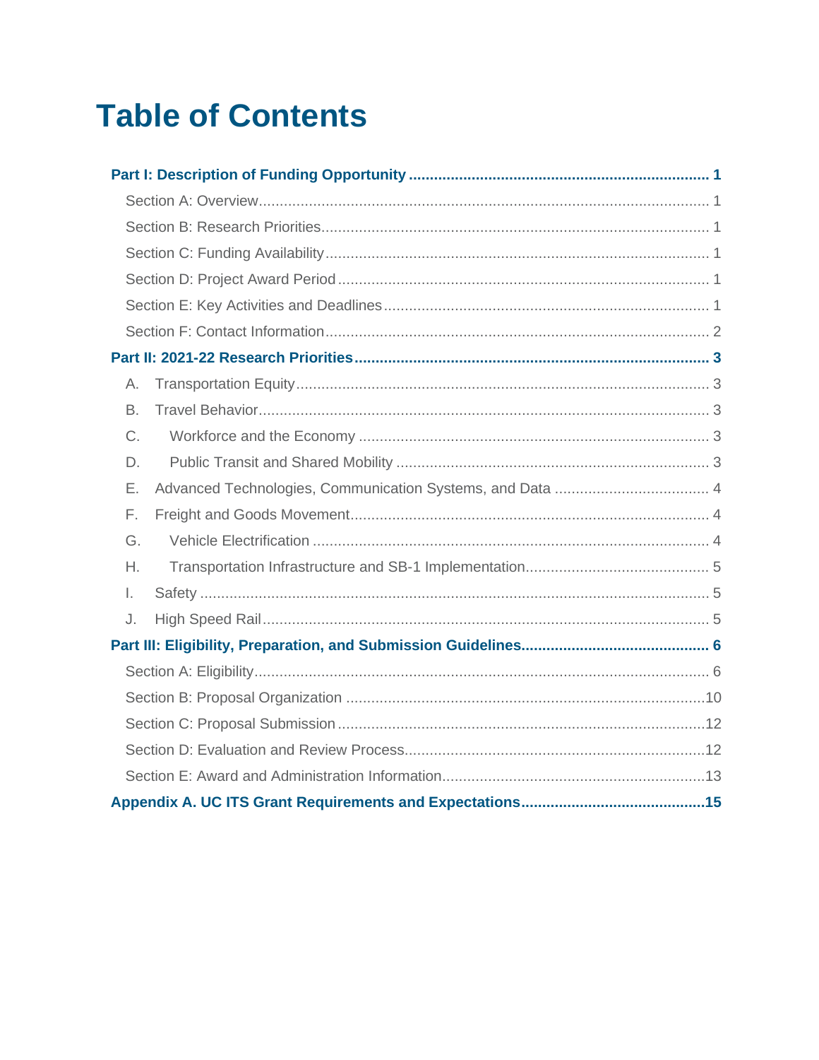# Table of Contents

**Part I: Description of Funding Opportunity** ........ **1**

- Section A: Overview ........ 1
- Section B: Research Priorities ........ 1
- Section C: Funding Availability ........ 1
- Section D: Project Award Period ........ 1
- Section E: Key Activities and Deadlines ........ 1
- Section F: Contact Information ........ 2

**Part II: 2021-22 Research Priorities** ........ **3**

- A. Transportation Equity ........ 3
- B. Travel Behavior ........ 3
- C. Workforce and the Economy ........ 3
- D. Public Transit and Shared Mobility ........ 3
- E. Advanced Technologies, Communication Systems, and Data ........ 4
- F. Freight and Goods Movement ........ 4
- G. Vehicle Electrification ........ 4
- H. Transportation Infrastructure and SB-1 Implementation ........ 5
- I. Safety ........ 5
- J. High Speed Rail ........ 5

**Part III: Eligibility, Preparation, and Submission Guidelines** ........ **6**

- Section A: Eligibility ........ 6
- Section B: Proposal Organization ........ 10
- Section C: Proposal Submission ........ 12
- Section D: Evaluation and Review Process ........ 12
- Section E: Award and Administration Information ........ 13

**Appendix A. UC ITS Grant Requirements and Expectations** ........ **15**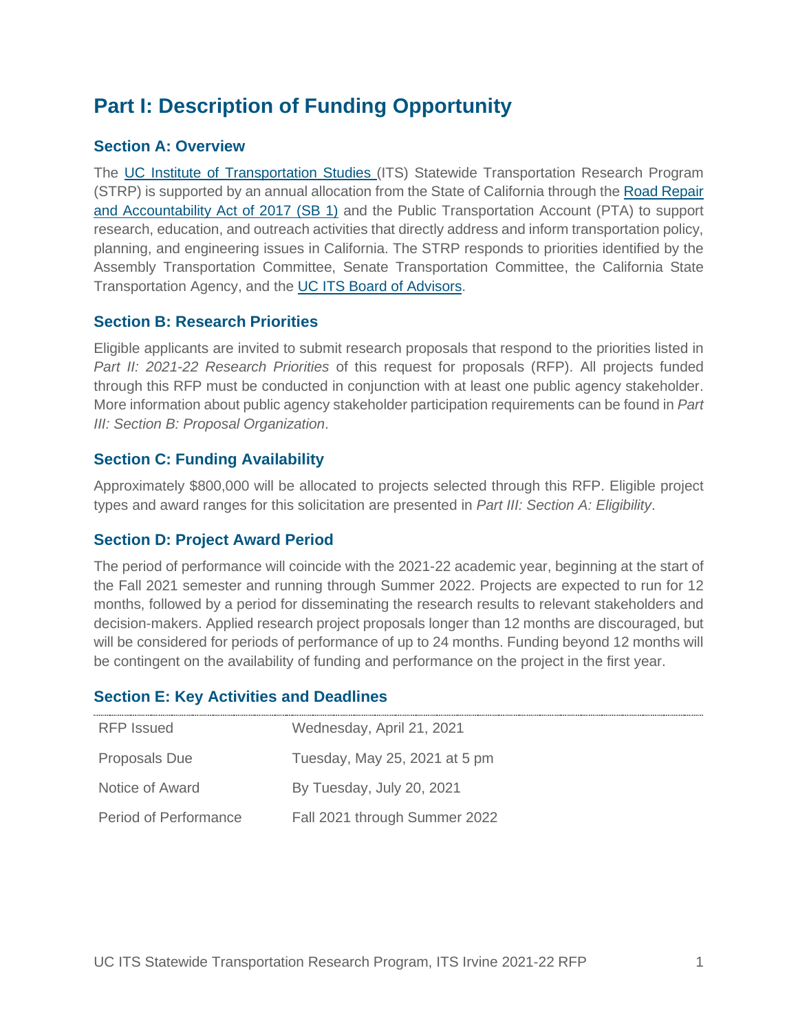# Part I: Description of Funding Opportunity

## Section A: Overview

The [UC Institute of Transportation Studies](#) (ITS) Statewide Transportation Research Program (STRP) is supported by an annual allocation from the State of California through the [Road Repair and Accountability Act of 2017 (SB 1)](#) and the Public Transportation Account (PTA) to support research, education, and outreach activities that directly address and inform transportation policy, planning, and engineering issues in California. The STRP responds to priorities identified by the Assembly Transportation Committee, Senate Transportation Committee, the California State Transportation Agency, and the [UC ITS Board of Advisors](#).

## Section B: Research Priorities

Eligible applicants are invited to submit research proposals that respond to the priorities listed in *Part II: 2021-22 Research Priorities* of this request for proposals (RFP). All projects funded through this RFP must be conducted in conjunction with at least one public agency stakeholder. More information about public agency stakeholder participation requirements can be found in *Part III: Section B: Proposal Organization*.

## Section C: Funding Availability

Approximately $800,000 will be allocated to projects selected through this RFP. Eligible project types and award ranges for this solicitation are presented in *Part III: Section A: Eligibility*.

## Section D: Project Award Period

The period of performance will coincide with the 2021-22 academic year, beginning at the start of the Fall 2021 semester and running through Summer 2022. Projects are expected to run for 12 months, followed by a period for disseminating the research results to relevant stakeholders and decision-makers. Applied research project proposals longer than 12 months are discouraged, but will be considered for periods of performance of up to 24 months. Funding beyond 12 months will be contingent on the availability of funding and performance on the project in the first year.

## Section E: Key Activities and Deadlines

| | |
|---|---|
| RFP Issued | Wednesday, April 21, 2021 |
| Proposals Due | Tuesday, May 25, 2021 at 5 pm |
| Notice of Award | By Tuesday, July 20, 2021 |
| Period of Performance | Fall 2021 through Summer 2022 |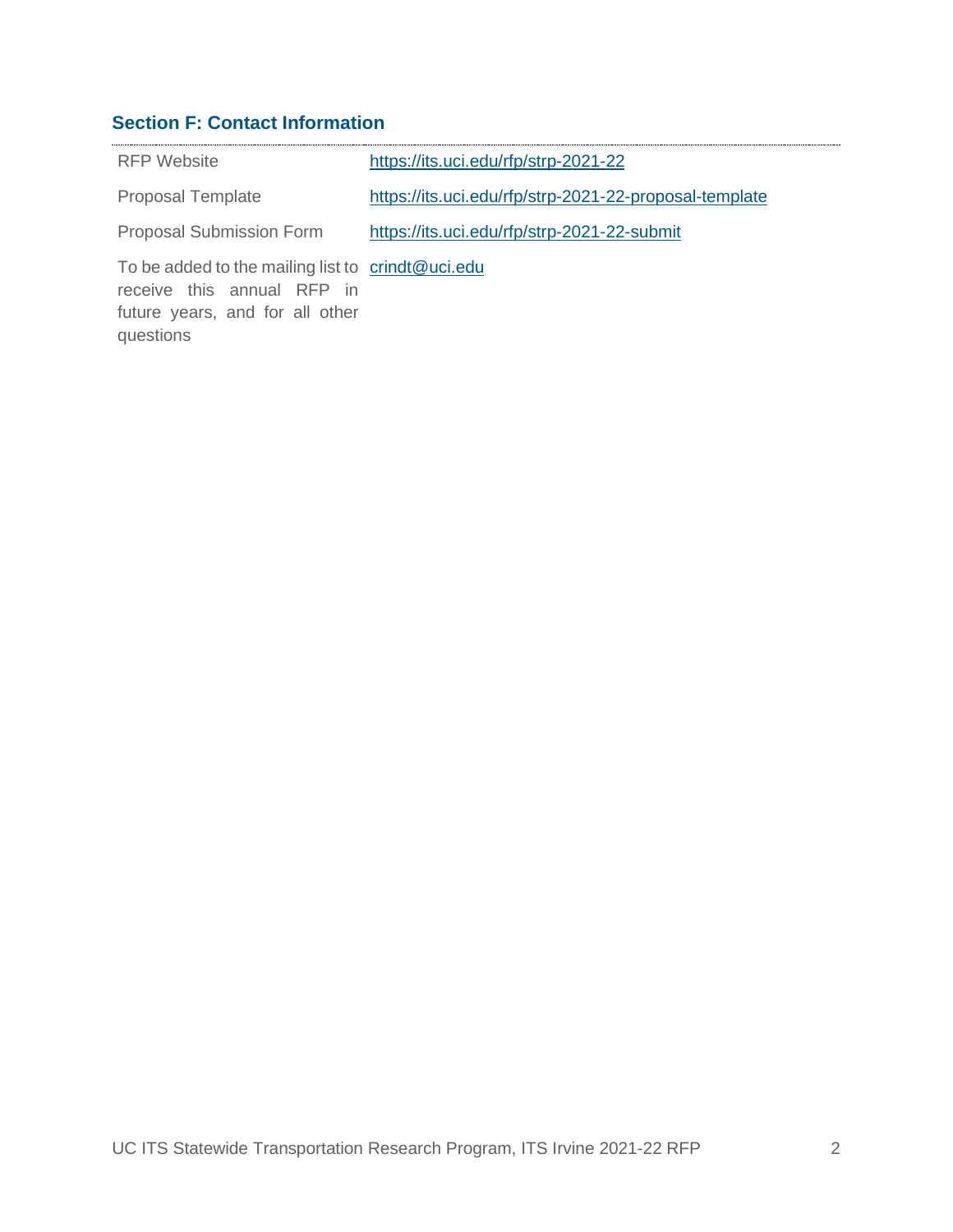## Section F: Contact Information

| | |
|---|---|
| RFP Website | https://its.uci.edu/rfp/strp-2021-22 |
| Proposal Template | https://its.uci.edu/rfp/strp-2021-22-proposal-template |
| Proposal Submission Form | https://its.uci.edu/rfp/strp-2021-22-submit |
| To be added to the mailing list to receive this annual RFP in future years, and for all other questions | crindt@uci.edu |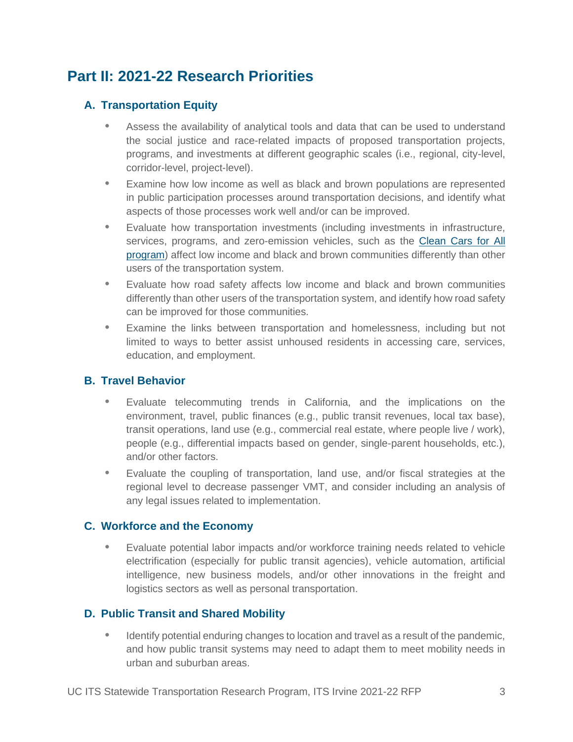# Part II: 2021-22 Research Priorities

## A. Transportation Equity

- Assess the availability of analytical tools and data that can be used to understand the social justice and race-related impacts of proposed transportation projects, programs, and investments at different geographic scales (i.e., regional, city-level, corridor-level, project-level).
- Examine how low income as well as black and brown populations are represented in public participation processes around transportation decisions, and identify what aspects of those processes work well and/or can be improved.
- Evaluate how transportation investments (including investments in infrastructure, services, programs, and zero-emission vehicles, such as the Clean Cars for All program) affect low income and black and brown communities differently than other users of the transportation system.
- Evaluate how road safety affects low income and black and brown communities differently than other users of the transportation system, and identify how road safety can be improved for those communities.
- Examine the links between transportation and homelessness, including but not limited to ways to better assist unhoused residents in accessing care, services, education, and employment.

## B. Travel Behavior

- Evaluate telecommuting trends in California, and the implications on the environment, travel, public finances (e.g., public transit revenues, local tax base), transit operations, land use (e.g., commercial real estate, where people live / work), people (e.g., differential impacts based on gender, single-parent households, etc.), and/or other factors.
- Evaluate the coupling of transportation, land use, and/or fiscal strategies at the regional level to decrease passenger VMT, and consider including an analysis of any legal issues related to implementation.

## C. Workforce and the Economy

- Evaluate potential labor impacts and/or workforce training needs related to vehicle electrification (especially for public transit agencies), vehicle automation, artificial intelligence, new business models, and/or other innovations in the freight and logistics sectors as well as personal transportation.

## D. Public Transit and Shared Mobility

- Identify potential enduring changes to location and travel as a result of the pandemic, and how public transit systems may need to adapt them to meet mobility needs in urban and suburban areas.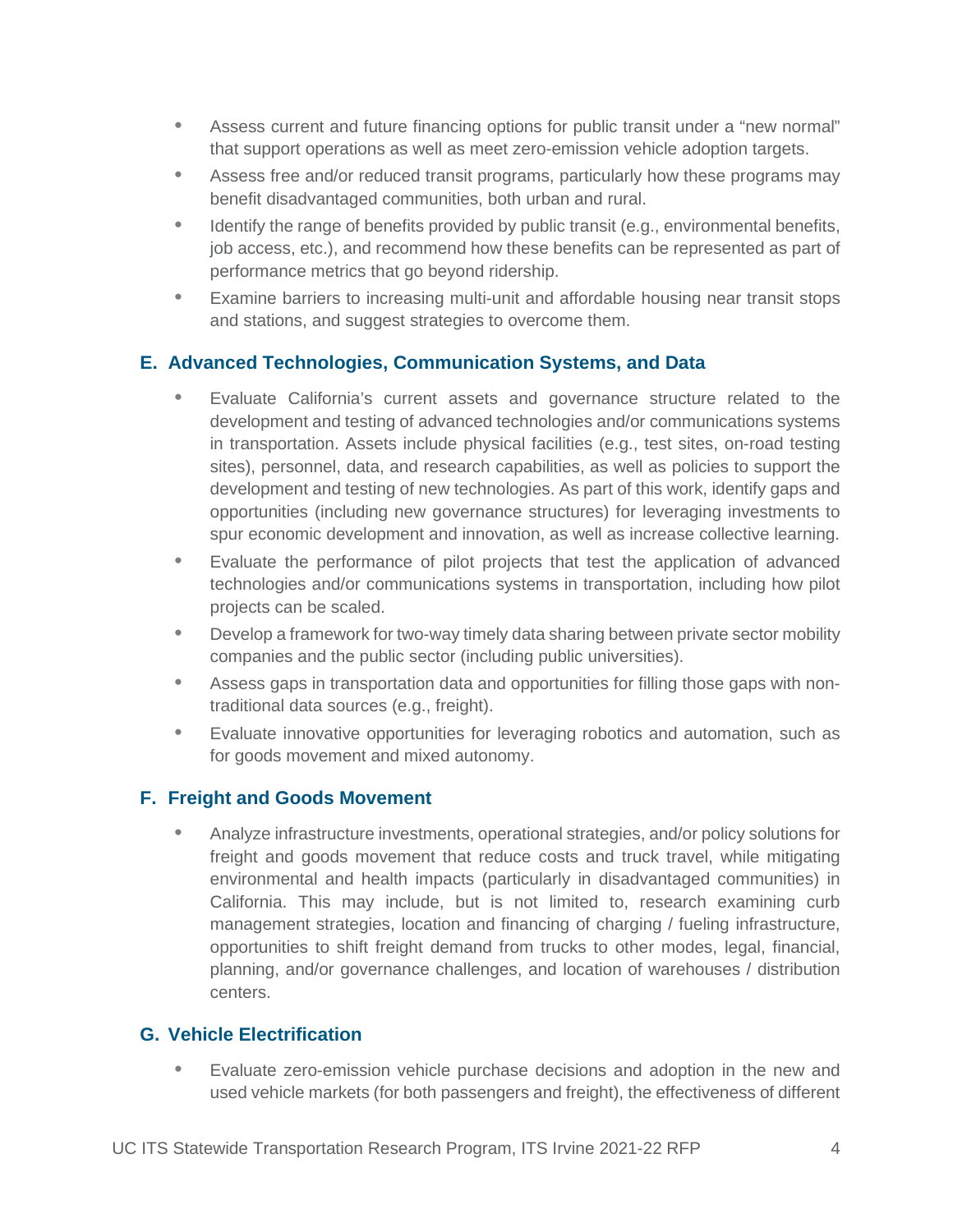- Assess current and future financing options for public transit under a "new normal" that support operations as well as meet zero-emission vehicle adoption targets.
- Assess free and/or reduced transit programs, particularly how these programs may benefit disadvantaged communities, both urban and rural.
- Identify the range of benefits provided by public transit (e.g., environmental benefits, job access, etc.), and recommend how these benefits can be represented as part of performance metrics that go beyond ridership.
- Examine barriers to increasing multi-unit and affordable housing near transit stops and stations, and suggest strategies to overcome them.

### E. Advanced Technologies, Communication Systems, and Data

- Evaluate California's current assets and governance structure related to the development and testing of advanced technologies and/or communications systems in transportation. Assets include physical facilities (e.g., test sites, on-road testing sites), personnel, data, and research capabilities, as well as policies to support the development and testing of new technologies. As part of this work, identify gaps and opportunities (including new governance structures) for leveraging investments to spur economic development and innovation, as well as increase collective learning.
- Evaluate the performance of pilot projects that test the application of advanced technologies and/or communications systems in transportation, including how pilot projects can be scaled.
- Develop a framework for two-way timely data sharing between private sector mobility companies and the public sector (including public universities).
- Assess gaps in transportation data and opportunities for filling those gaps with non-traditional data sources (e.g., freight).
- Evaluate innovative opportunities for leveraging robotics and automation, such as for goods movement and mixed autonomy.

### F. Freight and Goods Movement

- Analyze infrastructure investments, operational strategies, and/or policy solutions for freight and goods movement that reduce costs and truck travel, while mitigating environmental and health impacts (particularly in disadvantaged communities) in California. This may include, but is not limited to, research examining curb management strategies, location and financing of charging / fueling infrastructure, opportunities to shift freight demand from trucks to other modes, legal, financial, planning, and/or governance challenges, and location of warehouses / distribution centers.

### G. Vehicle Electrification

- Evaluate zero-emission vehicle purchase decisions and adoption in the new and used vehicle markets (for both passengers and freight), the effectiveness of different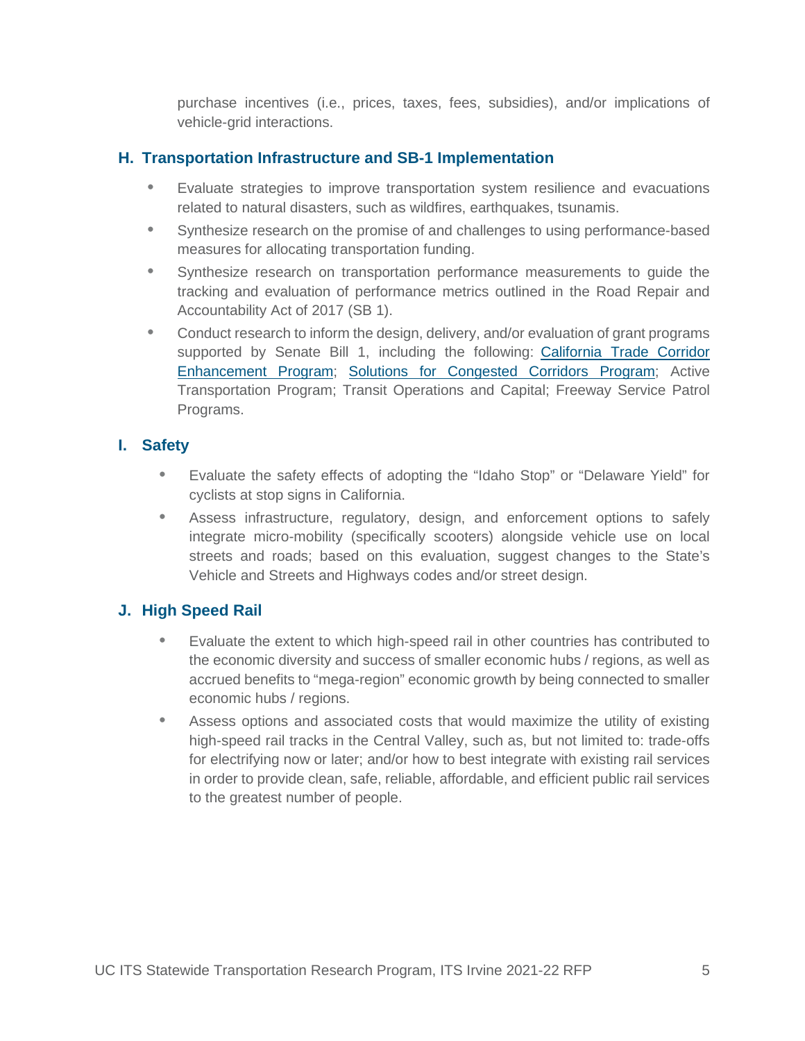purchase incentives (i.e., prices, taxes, fees, subsidies), and/or implications of vehicle-grid interactions.

### H. Transportation Infrastructure and SB-1 Implementation

- Evaluate strategies to improve transportation system resilience and evacuations related to natural disasters, such as wildfires, earthquakes, tsunamis.
- Synthesize research on the promise of and challenges to using performance-based measures for allocating transportation funding.
- Synthesize research on transportation performance measurements to guide the tracking and evaluation of performance metrics outlined in the Road Repair and Accountability Act of 2017 (SB 1).
- Conduct research to inform the design, delivery, and/or evaluation of grant programs supported by Senate Bill 1, including the following: California Trade Corridor Enhancement Program; Solutions for Congested Corridors Program; Active Transportation Program; Transit Operations and Capital; Freeway Service Patrol Programs.

### I. Safety

- Evaluate the safety effects of adopting the "Idaho Stop" or "Delaware Yield" for cyclists at stop signs in California.
- Assess infrastructure, regulatory, design, and enforcement options to safely integrate micro-mobility (specifically scooters) alongside vehicle use on local streets and roads; based on this evaluation, suggest changes to the State's Vehicle and Streets and Highways codes and/or street design.

### J. High Speed Rail

- Evaluate the extent to which high-speed rail in other countries has contributed to the economic diversity and success of smaller economic hubs / regions, as well as accrued benefits to "mega-region" economic growth by being connected to smaller economic hubs / regions.
- Assess options and associated costs that would maximize the utility of existing high-speed rail tracks in the Central Valley, such as, but not limited to: trade-offs for electrifying now or later; and/or how to best integrate with existing rail services in order to provide clean, safe, reliable, affordable, and efficient public rail services to the greatest number of people.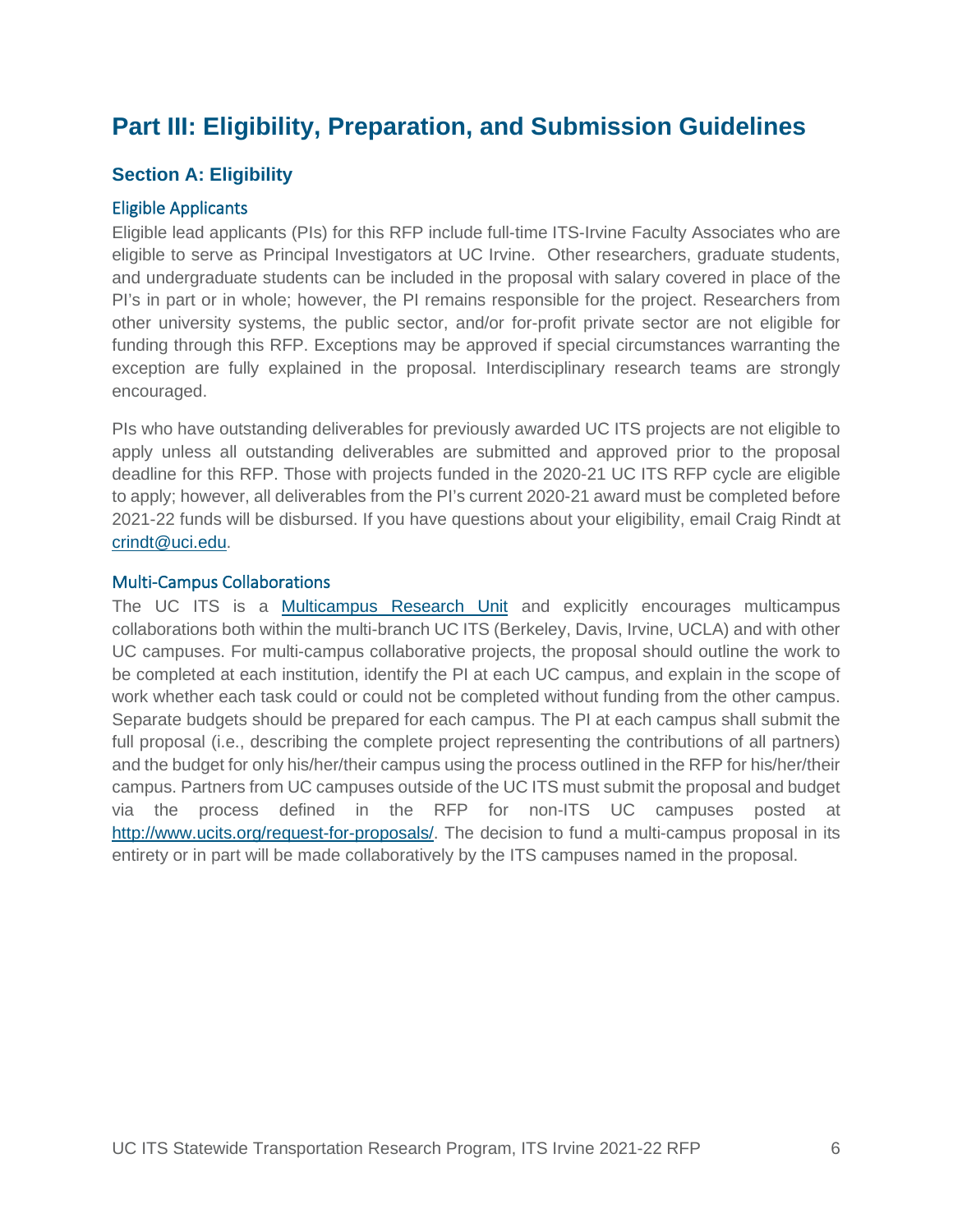# Part III: Eligibility, Preparation, and Submission Guidelines

## Section A: Eligibility

### Eligible Applicants

Eligible lead applicants (PIs) for this RFP include full-time ITS-Irvine Faculty Associates who are eligible to serve as Principal Investigators at UC Irvine. Other researchers, graduate students, and undergraduate students can be included in the proposal with salary covered in place of the PI's in part or in whole; however, the PI remains responsible for the project. Researchers from other university systems, the public sector, and/or for-profit private sector are not eligible for funding through this RFP. Exceptions may be approved if special circumstances warranting the exception are fully explained in the proposal. Interdisciplinary research teams are strongly encouraged.

PIs who have outstanding deliverables for previously awarded UC ITS projects are not eligible to apply unless all outstanding deliverables are submitted and approved prior to the proposal deadline for this RFP. Those with projects funded in the 2020-21 UC ITS RFP cycle are eligible to apply; however, all deliverables from the PI's current 2020-21 award must be completed before 2021-22 funds will be disbursed. If you have questions about your eligibility, email Craig Rindt at crindt@uci.edu.

### Multi-Campus Collaborations

The UC ITS is a Multicampus Research Unit and explicitly encourages multicampus collaborations both within the multi-branch UC ITS (Berkeley, Davis, Irvine, UCLA) and with other UC campuses. For multi-campus collaborative projects, the proposal should outline the work to be completed at each institution, identify the PI at each UC campus, and explain in the scope of work whether each task could or could not be completed without funding from the other campus. Separate budgets should be prepared for each campus. The PI at each campus shall submit the full proposal (i.e., describing the complete project representing the contributions of all partners) and the budget for only his/her/their campus using the process outlined in the RFP for his/her/their campus. Partners from UC campuses outside of the UC ITS must submit the proposal and budget via the process defined in the RFP for non-ITS UC campuses posted at http://www.ucits.org/request-for-proposals/. The decision to fund a multi-campus proposal in its entirety or in part will be made collaboratively by the ITS campuses named in the proposal.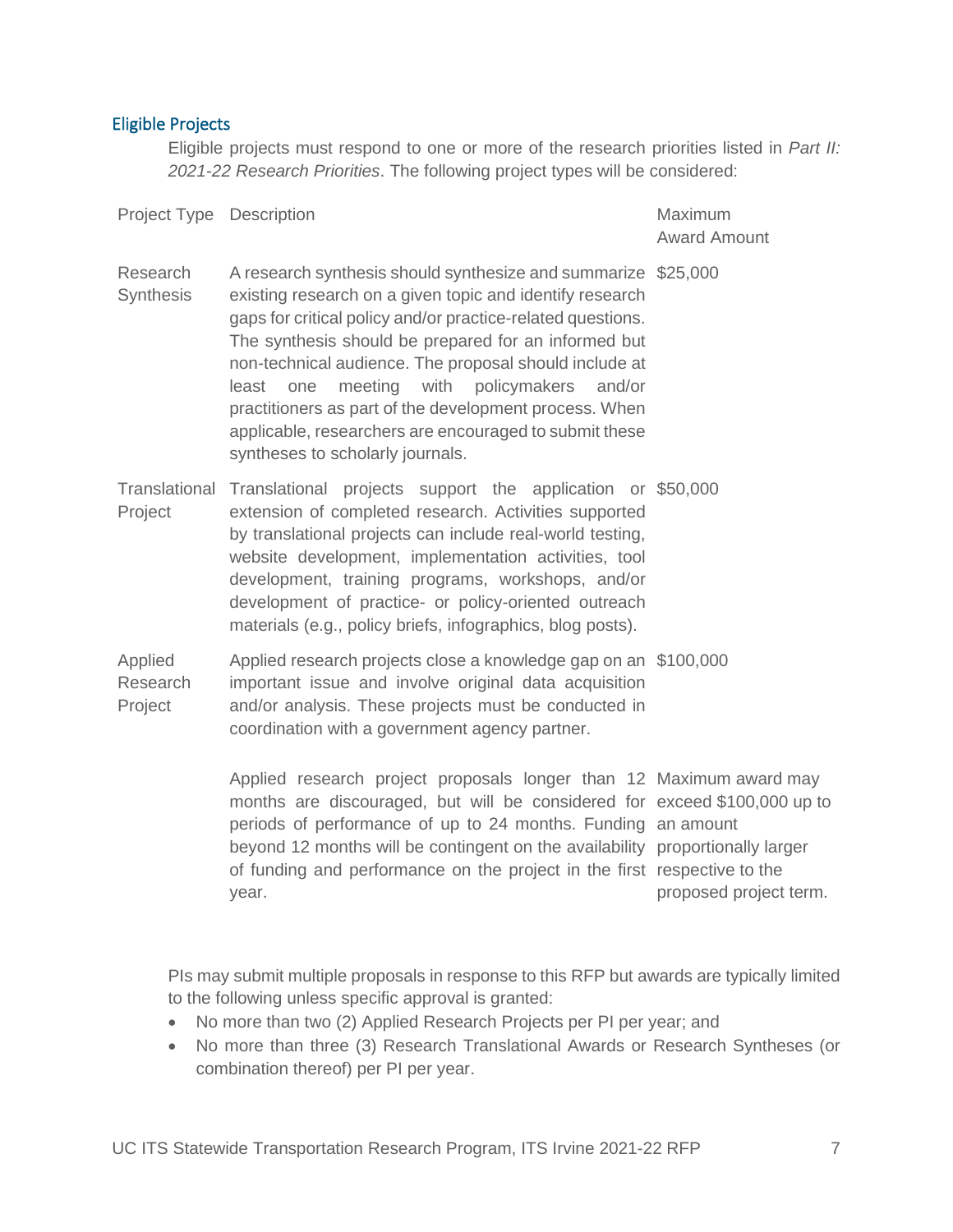## Eligible Projects

Eligible projects must respond to one or more of the research priorities listed in *Part II: 2021-22 Research Priorities*. The following project types will be considered:

| Project Type | Description | Maximum Award Amount |
|---|---|---|
| Research Synthesis | A research synthesis should synthesize and summarize existing research on a given topic and identify research gaps for critical policy and/or practice-related questions. The synthesis should be prepared for an informed but non-technical audience. The proposal should include at least one meeting with policymakers and/or practitioners as part of the development process. When applicable, researchers are encouraged to submit these syntheses to scholarly journals. | $25,000 |
| Translational Project | Translational projects support the application or extension of completed research. Activities supported by translational projects can include real-world testing, website development, implementation activities, tool development, training programs, workshops, and/or development of practice- or policy-oriented outreach materials (e.g., policy briefs, infographics, blog posts). | $50,000 |
| Applied Research Project | Applied research projects close a knowledge gap on an important issue and involve original data acquisition and/or analysis. These projects must be conducted in coordination with a government agency partner. | $100,000 |
| | Applied research project proposals longer than 12 months are discouraged, but will be considered for periods of performance of up to 24 months. Funding beyond 12 months will be contingent on the availability of funding and performance on the project in the first year. | Maximum award may exceed $100,000 up to an amount proportionally larger respective to the proposed project term. |

PIs may submit multiple proposals in response to this RFP but awards are typically limited to the following unless specific approval is granted:

- No more than two (2) Applied Research Projects per PI per year; and
- No more than three (3) Research Translational Awards or Research Syntheses (or combination thereof) per PI per year.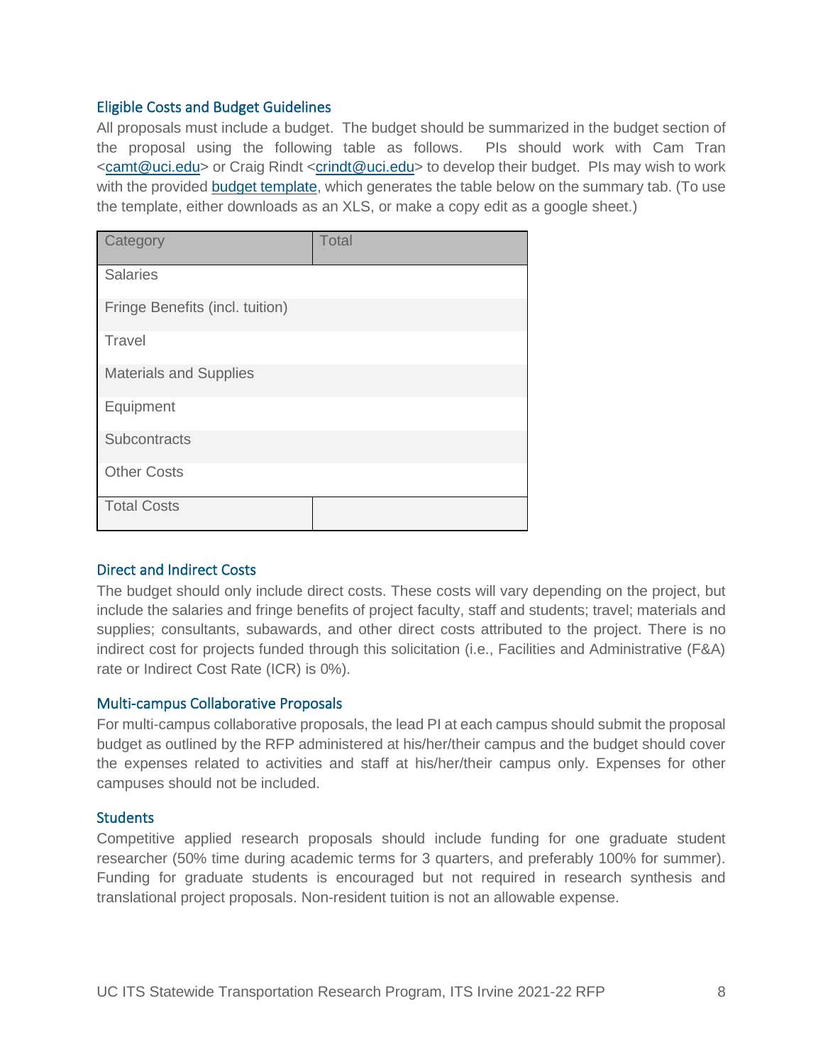### Eligible Costs and Budget Guidelines

All proposals must include a budget. The budget should be summarized in the budget section of the proposal using the following table as follows. PIs should work with Cam Tran <camt@uci.edu> or Craig Rindt <crindt@uci.edu> to develop their budget. PIs may wish to work with the provided budget template, which generates the table below on the summary tab. (To use the template, either downloads as an XLS, or make a copy edit as a google sheet.)

| Category | Total |
|---|---|
| Salaries | |
| Fringe Benefits (incl. tuition) | |
| Travel | |
| Materials and Supplies | |
| Equipment | |
| Subcontracts | |
| Other Costs | |
| Total Costs | |

### Direct and Indirect Costs

The budget should only include direct costs. These costs will vary depending on the project, but include the salaries and fringe benefits of project faculty, staff and students; travel; materials and supplies; consultants, subawards, and other direct costs attributed to the project. There is no indirect cost for projects funded through this solicitation (i.e., Facilities and Administrative (F&A) rate or Indirect Cost Rate (ICR) is 0%).

### Multi-campus Collaborative Proposals

For multi-campus collaborative proposals, the lead PI at each campus should submit the proposal budget as outlined by the RFP administered at his/her/their campus and the budget should cover the expenses related to activities and staff at his/her/their campus only. Expenses for other campuses should not be included.

### Students

Competitive applied research proposals should include funding for one graduate student researcher (50% time during academic terms for 3 quarters, and preferably 100% for summer). Funding for graduate students is encouraged but not required in research synthesis and translational project proposals. Non-resident tuition is not an allowable expense.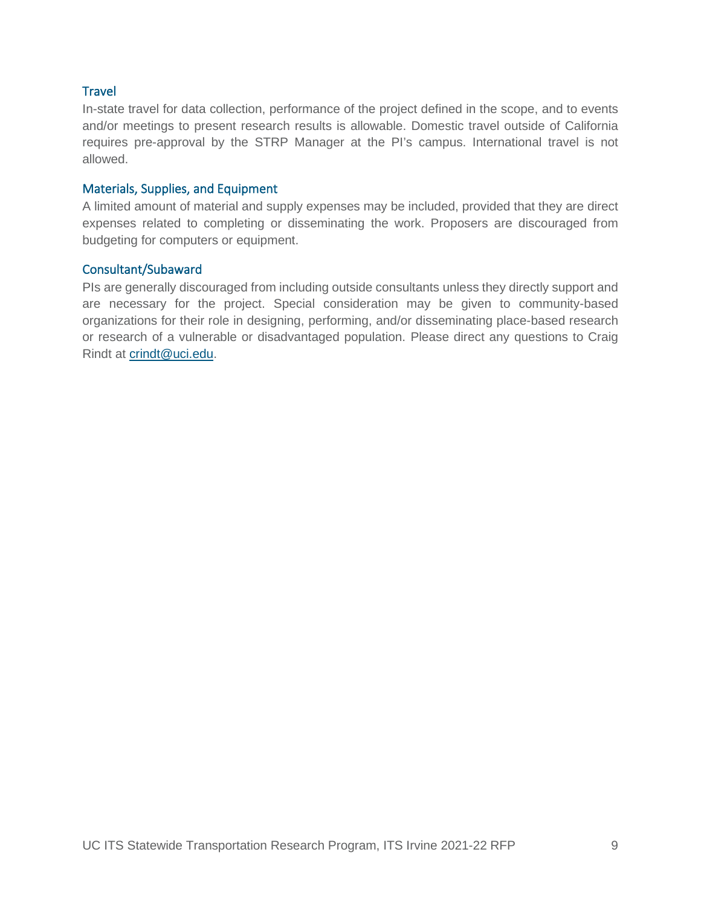### Travel

In-state travel for data collection, performance of the project defined in the scope, and to events and/or meetings to present research results is allowable. Domestic travel outside of California requires pre-approval by the STRP Manager at the PI's campus. International travel is not allowed.

### Materials, Supplies, and Equipment

A limited amount of material and supply expenses may be included, provided that they are direct expenses related to completing or disseminating the work. Proposers are discouraged from budgeting for computers or equipment.

### Consultant/Subaward

PIs are generally discouraged from including outside consultants unless they directly support and are necessary for the project. Special consideration may be given to community-based organizations for their role in designing, performing, and/or disseminating place-based research or research of a vulnerable or disadvantaged population. Please direct any questions to Craig Rindt at crindt@uci.edu.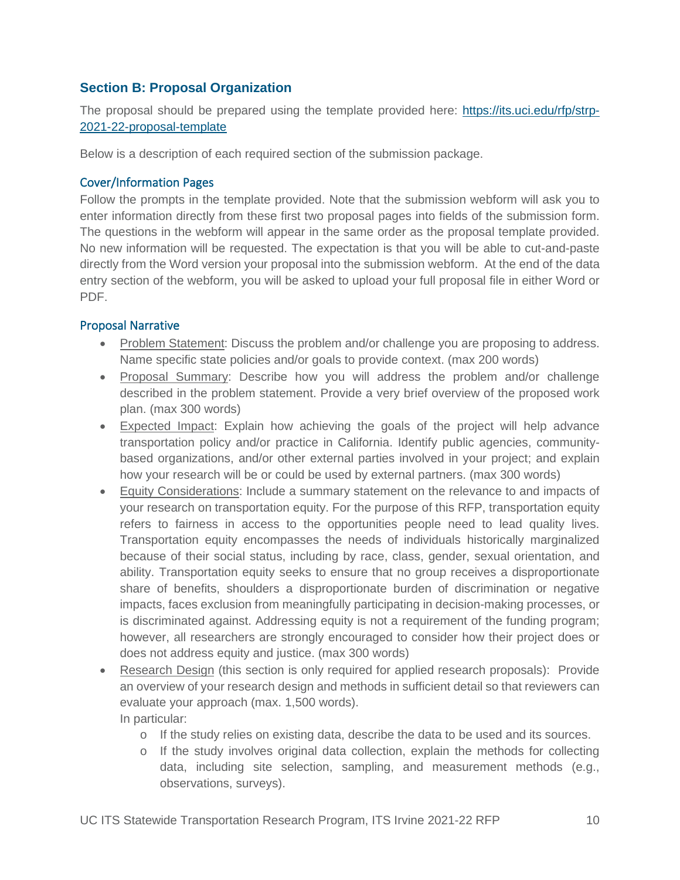## Section B: Proposal Organization

The proposal should be prepared using the template provided here: [https://its.uci.edu/rfp/strp-2021-22-proposal-template](https://its.uci.edu/rfp/strp-2021-22-proposal-template)

Below is a description of each required section of the submission package.

### Cover/Information Pages

Follow the prompts in the template provided. Note that the submission webform will ask you to enter information directly from these first two proposal pages into fields of the submission form. The questions in the webform will appear in the same order as the proposal template provided. No new information will be requested. The expectation is that you will be able to cut-and-paste directly from the Word version your proposal into the submission webform. At the end of the data entry section of the webform, you will be asked to upload your full proposal file in either Word or PDF.

### Proposal Narrative

- Problem Statement: Discuss the problem and/or challenge you are proposing to address. Name specific state policies and/or goals to provide context. (max 200 words)
- Proposal Summary: Describe how you will address the problem and/or challenge described in the problem statement. Provide a very brief overview of the proposed work plan. (max 300 words)
- Expected Impact: Explain how achieving the goals of the project will help advance transportation policy and/or practice in California. Identify public agencies, community-based organizations, and/or other external parties involved in your project; and explain how your research will be or could be used by external partners. (max 300 words)
- Equity Considerations: Include a summary statement on the relevance to and impacts of your research on transportation equity. For the purpose of this RFP, transportation equity refers to fairness in access to the opportunities people need to lead quality lives. Transportation equity encompasses the needs of individuals historically marginalized because of their social status, including by race, class, gender, sexual orientation, and ability. Transportation equity seeks to ensure that no group receives a disproportionate share of benefits, shoulders a disproportionate burden of discrimination or negative impacts, faces exclusion from meaningfully participating in decision-making processes, or is discriminated against. Addressing equity is not a requirement of the funding program; however, all researchers are strongly encouraged to consider how their project does or does not address equity and justice. (max 300 words)
- Research Design (this section is only required for applied research proposals): Provide an overview of your research design and methods in sufficient detail so that reviewers can evaluate your approach (max. 1,500 words).
  In particular:
  - If the study relies on existing data, describe the data to be used and its sources.
  - If the study involves original data collection, explain the methods for collecting data, including site selection, sampling, and measurement methods (e.g., observations, surveys).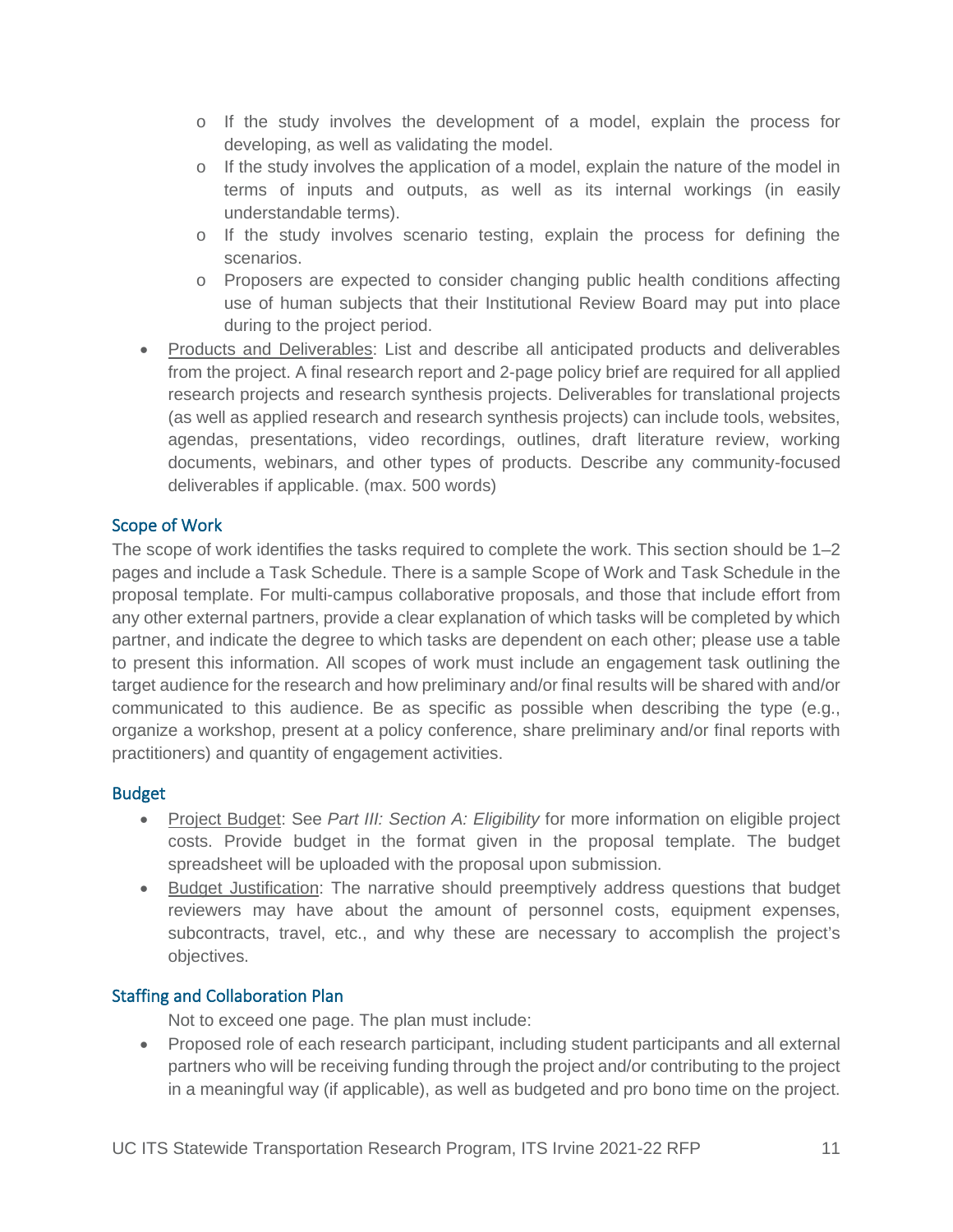- If the study involves the development of a model, explain the process for developing, as well as validating the model.
  - If the study involves the application of a model, explain the nature of the model in terms of inputs and outputs, as well as its internal workings (in easily understandable terms).
  - If the study involves scenario testing, explain the process for defining the scenarios.
  - Proposers are expected to consider changing public health conditions affecting use of human subjects that their Institutional Review Board may put into place during to the project period.
- Products and Deliverables: List and describe all anticipated products and deliverables from the project. A final research report and 2-page policy brief are required for all applied research projects and research synthesis projects. Deliverables for translational projects (as well as applied research and research synthesis projects) can include tools, websites, agendas, presentations, video recordings, outlines, draft literature review, working documents, webinars, and other types of products. Describe any community-focused deliverables if applicable. (max. 500 words)

### Scope of Work

The scope of work identifies the tasks required to complete the work. This section should be 1–2 pages and include a Task Schedule. There is a sample Scope of Work and Task Schedule in the proposal template. For multi-campus collaborative proposals, and those that include effort from any other external partners, provide a clear explanation of which tasks will be completed by which partner, and indicate the degree to which tasks are dependent on each other; please use a table to present this information. All scopes of work must include an engagement task outlining the target audience for the research and how preliminary and/or final results will be shared with and/or communicated to this audience. Be as specific as possible when describing the type (e.g., organize a workshop, present at a policy conference, share preliminary and/or final reports with practitioners) and quantity of engagement activities.

### Budget

- Project Budget: See *Part III: Section A: Eligibility* for more information on eligible project costs. Provide budget in the format given in the proposal template. The budget spreadsheet will be uploaded with the proposal upon submission.
- Budget Justification: The narrative should preemptively address questions that budget reviewers may have about the amount of personnel costs, equipment expenses, subcontracts, travel, etc., and why these are necessary to accomplish the project's objectives.

### Staffing and Collaboration Plan

Not to exceed one page. The plan must include:

- Proposed role of each research participant, including student participants and all external partners who will be receiving funding through the project and/or contributing to the project in a meaningful way (if applicable), as well as budgeted and pro bono time on the project.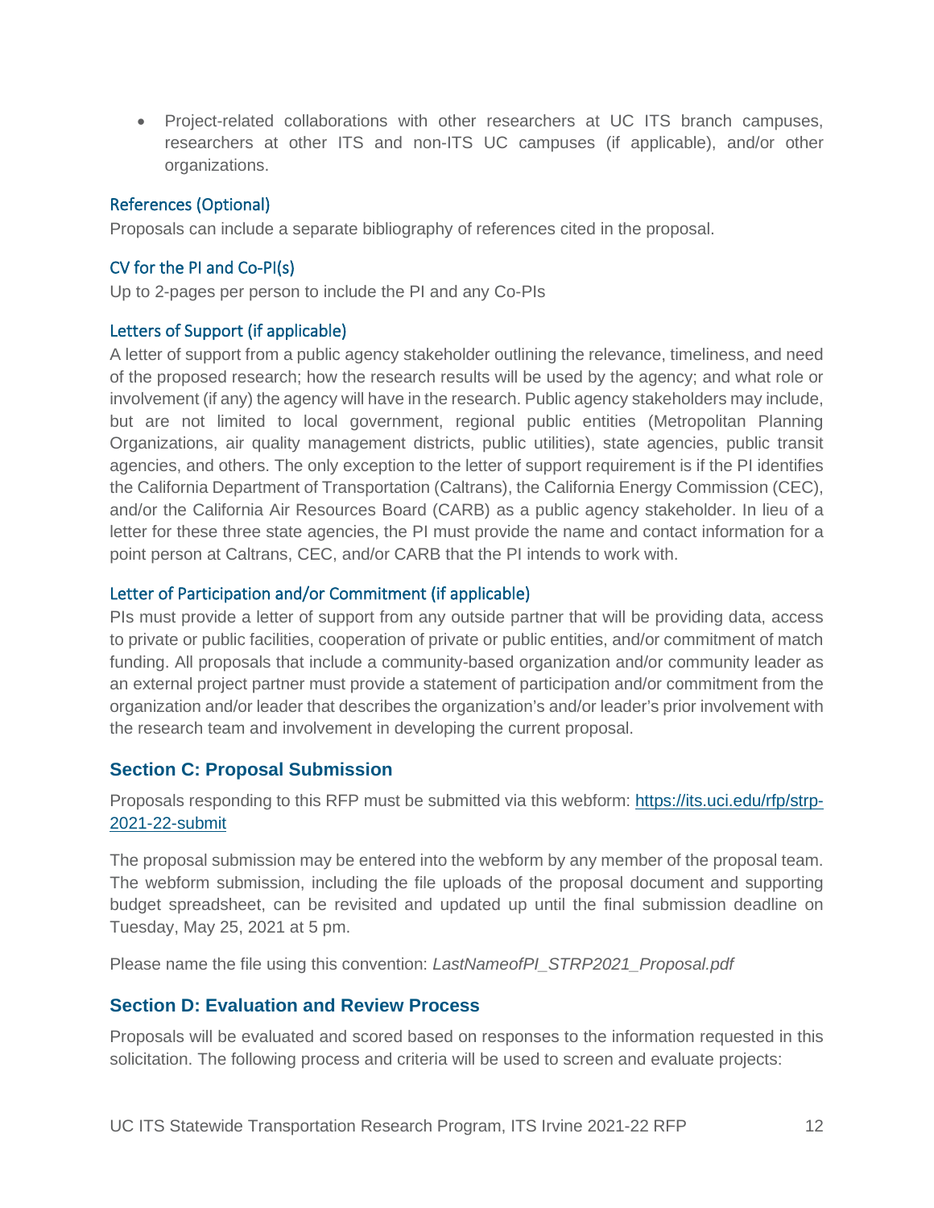- Project-related collaborations with other researchers at UC ITS branch campuses, researchers at other ITS and non-ITS UC campuses (if applicable), and/or other organizations.

### References (Optional)

Proposals can include a separate bibliography of references cited in the proposal.

### CV for the PI and Co-PI(s)

Up to 2-pages per person to include the PI and any Co-PIs

### Letters of Support (if applicable)

A letter of support from a public agency stakeholder outlining the relevance, timeliness, and need of the proposed research; how the research results will be used by the agency; and what role or involvement (if any) the agency will have in the research. Public agency stakeholders may include, but are not limited to local government, regional public entities (Metropolitan Planning Organizations, air quality management districts, public utilities), state agencies, public transit agencies, and others. The only exception to the letter of support requirement is if the PI identifies the California Department of Transportation (Caltrans), the California Energy Commission (CEC), and/or the California Air Resources Board (CARB) as a public agency stakeholder. In lieu of a letter for these three state agencies, the PI must provide the name and contact information for a point person at Caltrans, CEC, and/or CARB that the PI intends to work with.

### Letter of Participation and/or Commitment (if applicable)

PIs must provide a letter of support from any outside partner that will be providing data, access to private or public facilities, cooperation of private or public entities, and/or commitment of match funding. All proposals that include a community-based organization and/or community leader as an external project partner must provide a statement of participation and/or commitment from the organization and/or leader that describes the organization's and/or leader's prior involvement with the research team and involvement in developing the current proposal.

## Section C: Proposal Submission

Proposals responding to this RFP must be submitted via this webform: [https://its.uci.edu/rfp/strp-2021-22-submit](https://its.uci.edu/rfp/strp-2021-22-submit)

The proposal submission may be entered into the webform by any member of the proposal team. The webform submission, including the file uploads of the proposal document and supporting budget spreadsheet, can be revisited and updated up until the final submission deadline on Tuesday, May 25, 2021 at 5 pm.

Please name the file using this convention: *LastNameofPI_STRP2021_Proposal.pdf*

## Section D: Evaluation and Review Process

Proposals will be evaluated and scored based on responses to the information requested in this solicitation. The following process and criteria will be used to screen and evaluate projects: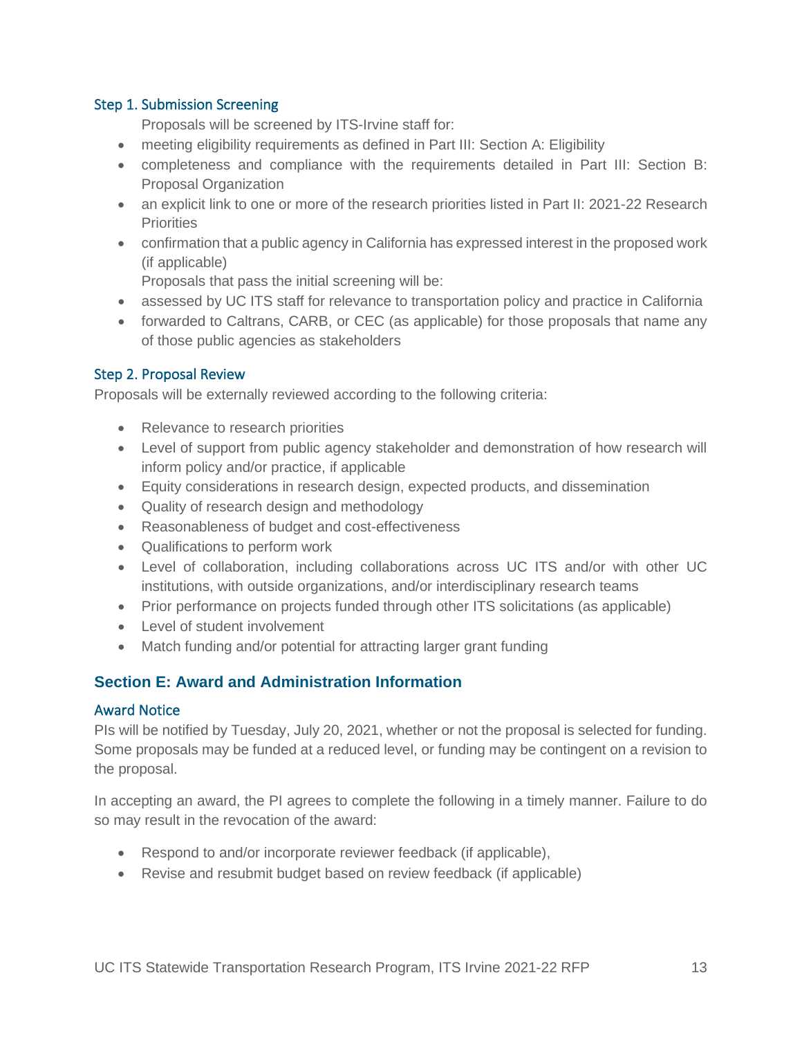### Step 1. Submission Screening

Proposals will be screened by ITS-Irvine staff for:

- meeting eligibility requirements as defined in Part III: Section A: Eligibility
- completeness and compliance with the requirements detailed in Part III: Section B: Proposal Organization
- an explicit link to one or more of the research priorities listed in Part II: 2021-22 Research Priorities
- confirmation that a public agency in California has expressed interest in the proposed work (if applicable)

Proposals that pass the initial screening will be:

- assessed by UC ITS staff for relevance to transportation policy and practice in California
- forwarded to Caltrans, CARB, or CEC (as applicable) for those proposals that name any of those public agencies as stakeholders

### Step 2. Proposal Review

Proposals will be externally reviewed according to the following criteria:

- Relevance to research priorities
- Level of support from public agency stakeholder and demonstration of how research will inform policy and/or practice, if applicable
- Equity considerations in research design, expected products, and dissemination
- Quality of research design and methodology
- Reasonableness of budget and cost-effectiveness
- Qualifications to perform work
- Level of collaboration, including collaborations across UC ITS and/or with other UC institutions, with outside organizations, and/or interdisciplinary research teams
- Prior performance on projects funded through other ITS solicitations (as applicable)
- Level of student involvement
- Match funding and/or potential for attracting larger grant funding

## Section E: Award and Administration Information

### Award Notice

PIs will be notified by Tuesday, July 20, 2021, whether or not the proposal is selected for funding. Some proposals may be funded at a reduced level, or funding may be contingent on a revision to the proposal.

In accepting an award, the PI agrees to complete the following in a timely manner. Failure to do so may result in the revocation of the award:

- Respond to and/or incorporate reviewer feedback (if applicable),
- Revise and resubmit budget based on review feedback (if applicable)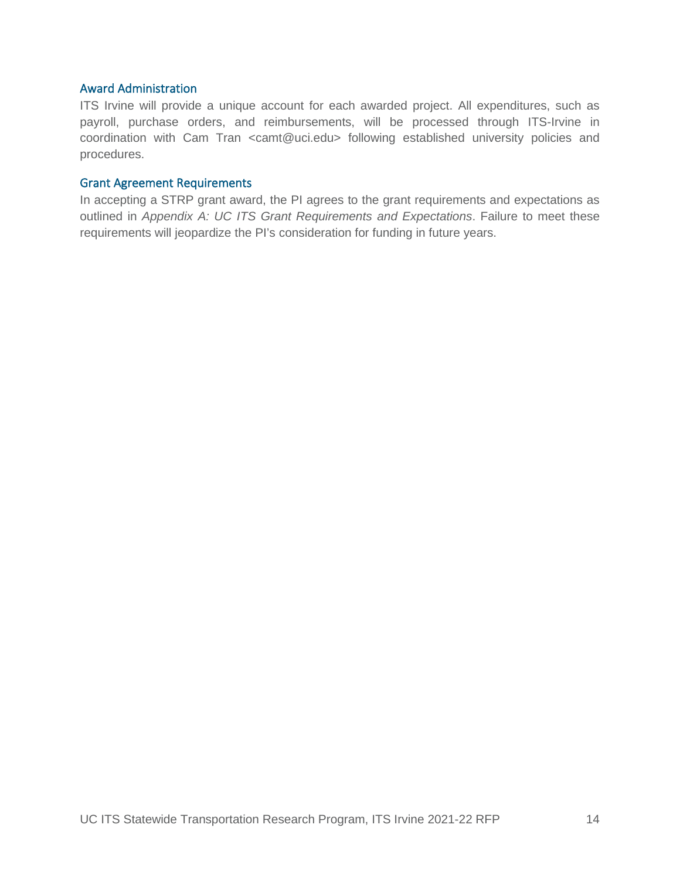## Award Administration

ITS Irvine will provide a unique account for each awarded project. All expenditures, such as payroll, purchase orders, and reimbursements, will be processed through ITS-Irvine in coordination with Cam Tran <camt@uci.edu> following established university policies and procedures.

## Grant Agreement Requirements

In accepting a STRP grant award, the PI agrees to the grant requirements and expectations as outlined in *Appendix A: UC ITS Grant Requirements and Expectations*. Failure to meet these requirements will jeopardize the PI's consideration for funding in future years.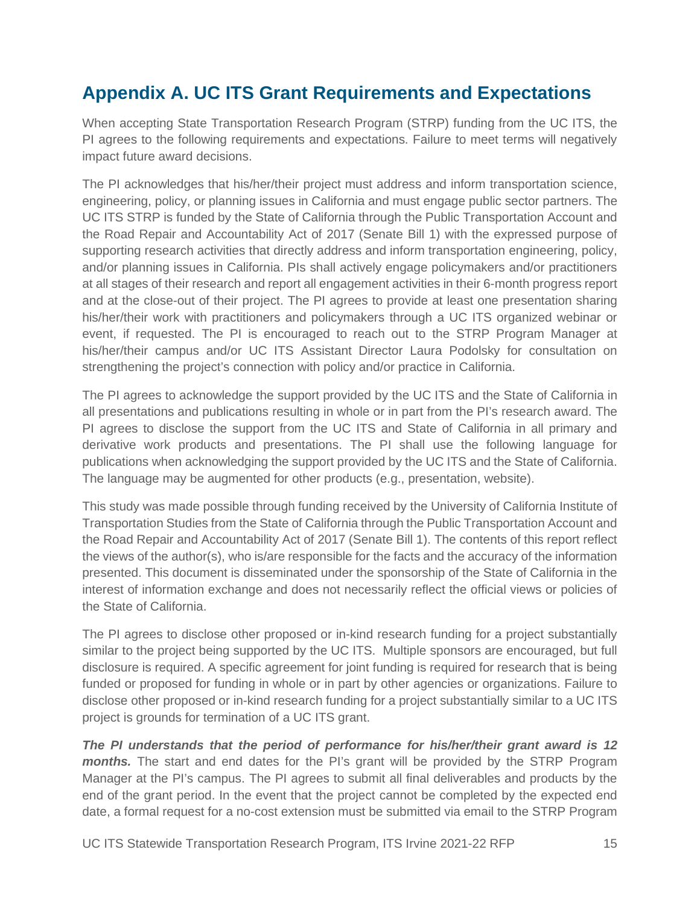## Appendix A. UC ITS Grant Requirements and Expectations

When accepting State Transportation Research Program (STRP) funding from the UC ITS, the PI agrees to the following requirements and expectations. Failure to meet terms will negatively impact future award decisions.

The PI acknowledges that his/her/their project must address and inform transportation science, engineering, policy, or planning issues in California and must engage public sector partners. The UC ITS STRP is funded by the State of California through the Public Transportation Account and the Road Repair and Accountability Act of 2017 (Senate Bill 1) with the expressed purpose of supporting research activities that directly address and inform transportation engineering, policy, and/or planning issues in California. PIs shall actively engage policymakers and/or practitioners at all stages of their research and report all engagement activities in their 6-month progress report and at the close-out of their project. The PI agrees to provide at least one presentation sharing his/her/their work with practitioners and policymakers through a UC ITS organized webinar or event, if requested. The PI is encouraged to reach out to the STRP Program Manager at his/her/their campus and/or UC ITS Assistant Director Laura Podolsky for consultation on strengthening the project's connection with policy and/or practice in California.

The PI agrees to acknowledge the support provided by the UC ITS and the State of California in all presentations and publications resulting in whole or in part from the PI's research award. The PI agrees to disclose the support from the UC ITS and State of California in all primary and derivative work products and presentations. The PI shall use the following language for publications when acknowledging the support provided by the UC ITS and the State of California. The language may be augmented for other products (e.g., presentation, website).

This study was made possible through funding received by the University of California Institute of Transportation Studies from the State of California through the Public Transportation Account and the Road Repair and Accountability Act of 2017 (Senate Bill 1). The contents of this report reflect the views of the author(s), who is/are responsible for the facts and the accuracy of the information presented. This document is disseminated under the sponsorship of the State of California in the interest of information exchange and does not necessarily reflect the official views or policies of the State of California.

The PI agrees to disclose other proposed or in-kind research funding for a project substantially similar to the project being supported by the UC ITS. Multiple sponsors are encouraged, but full disclosure is required. A specific agreement for joint funding is required for research that is being funded or proposed for funding in whole or in part by other agencies or organizations. Failure to disclose other proposed or in-kind research funding for a project substantially similar to a UC ITS project is grounds for termination of a UC ITS grant.

***The PI understands that the period of performance for his/her/their grant award is 12 months.*** The start and end dates for the PI's grant will be provided by the STRP Program Manager at the PI's campus. The PI agrees to submit all final deliverables and products by the end of the grant period. In the event that the project cannot be completed by the expected end date, a formal request for a no-cost extension must be submitted via email to the STRP Program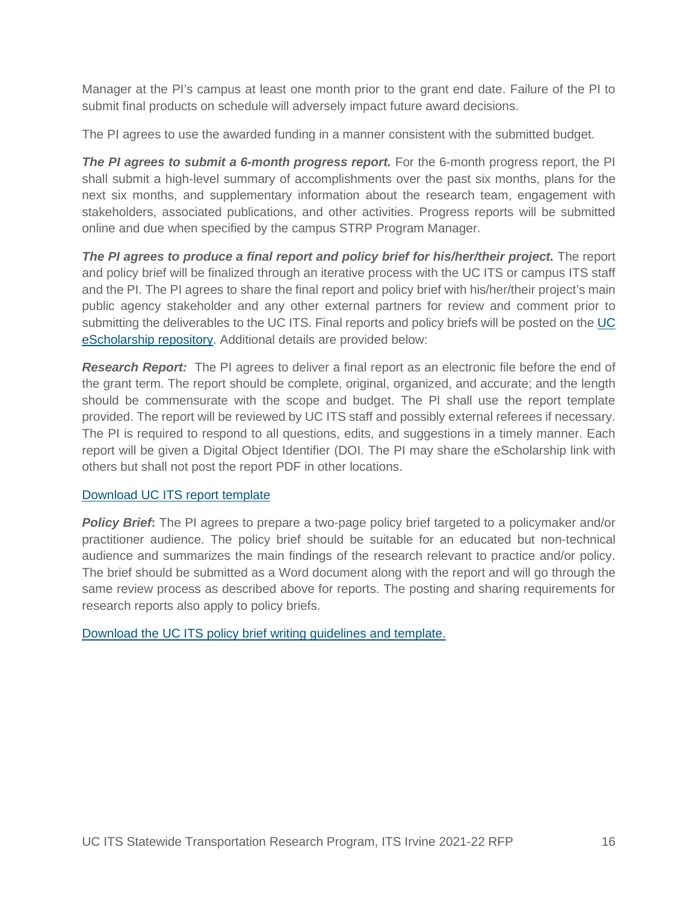Manager at the PI's campus at least one month prior to the grant end date. Failure of the PI to submit final products on schedule will adversely impact future award decisions.

The PI agrees to use the awarded funding in a manner consistent with the submitted budget.

***The PI agrees to submit a 6-month progress report.*** For the 6-month progress report, the PI shall submit a high-level summary of accomplishments over the past six months, plans for the next six months, and supplementary information about the research team, engagement with stakeholders, associated publications, and other activities. Progress reports will be submitted online and due when specified by the campus STRP Program Manager.

***The PI agrees to produce a final report and policy brief for his/her/their project.*** The report and policy brief will be finalized through an iterative process with the UC ITS or campus ITS staff and the PI. The PI agrees to share the final report and policy brief with his/her/their project's main public agency stakeholder and any other external partners for review and comment prior to submitting the deliverables to the UC ITS. Final reports and policy briefs will be posted on the UC eScholarship repository. Additional details are provided below:

***Research Report:*** The PI agrees to deliver a final report as an electronic file before the end of the grant term. The report should be complete, original, organized, and accurate; and the length should be commensurate with the scope and budget. The PI shall use the report template provided. The report will be reviewed by UC ITS staff and possibly external referees if necessary. The PI is required to respond to all questions, edits, and suggestions in a timely manner. Each report will be given a Digital Object Identifier (DOI. The PI may share the eScholarship link with others but shall not post the report PDF in other locations.

Download UC ITS report template

***Policy Brief*****:** The PI agrees to prepare a two-page policy brief targeted to a policymaker and/or practitioner audience. The policy brief should be suitable for an educated but non-technical audience and summarizes the main findings of the research relevant to practice and/or policy. The brief should be submitted as a Word document along with the report and will go through the same review process as described above for reports. The posting and sharing requirements for research reports also apply to policy briefs.

Download the UC ITS policy brief writing guidelines and template.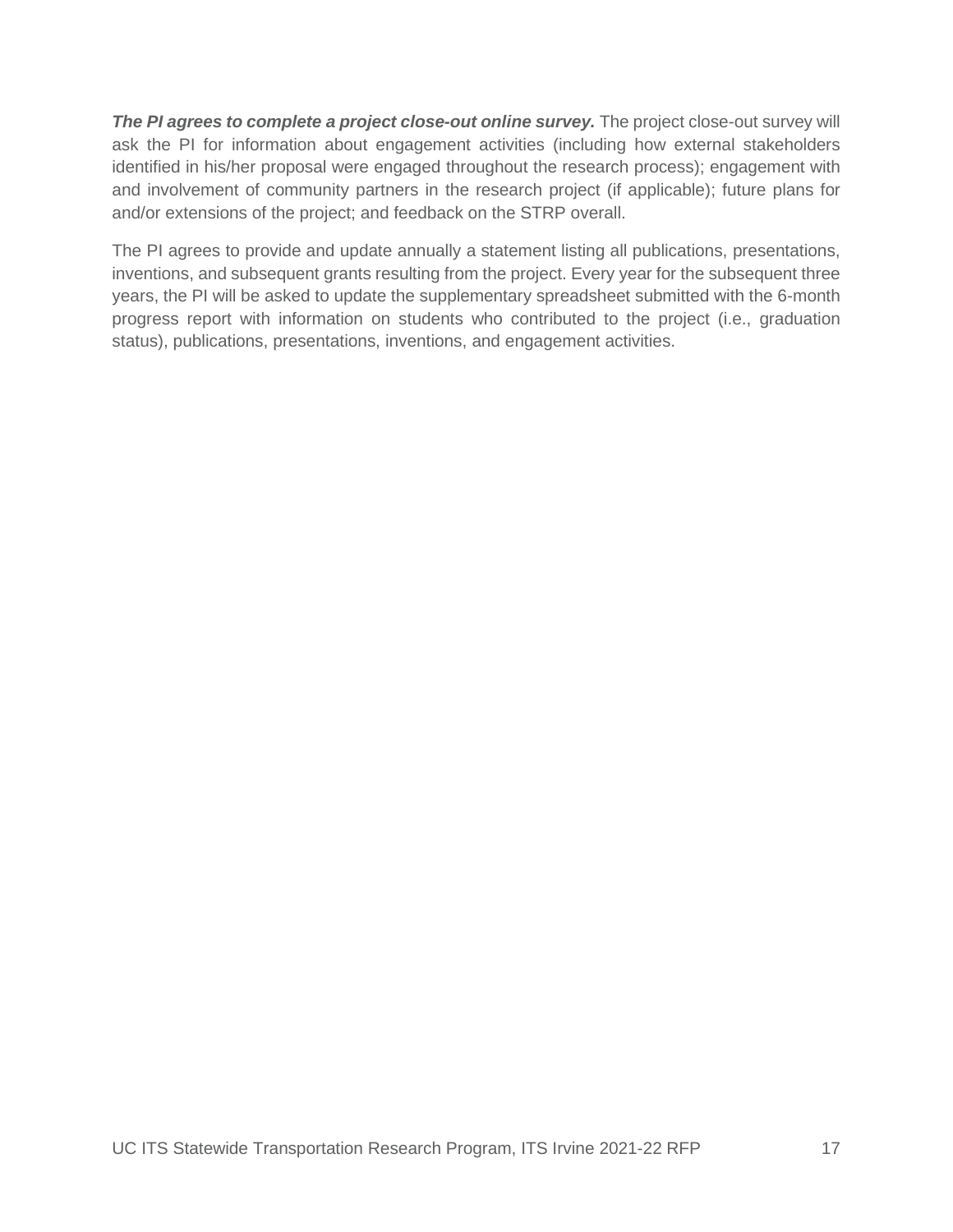***The PI agrees to complete a project close-out online survey.*** The project close-out survey will ask the PI for information about engagement activities (including how external stakeholders identified in his/her proposal were engaged throughout the research process); engagement with and involvement of community partners in the research project (if applicable); future plans for and/or extensions of the project; and feedback on the STRP overall.

The PI agrees to provide and update annually a statement listing all publications, presentations, inventions, and subsequent grants resulting from the project. Every year for the subsequent three years, the PI will be asked to update the supplementary spreadsheet submitted with the 6-month progress report with information on students who contributed to the project (i.e., graduation status), publications, presentations, inventions, and engagement activities.